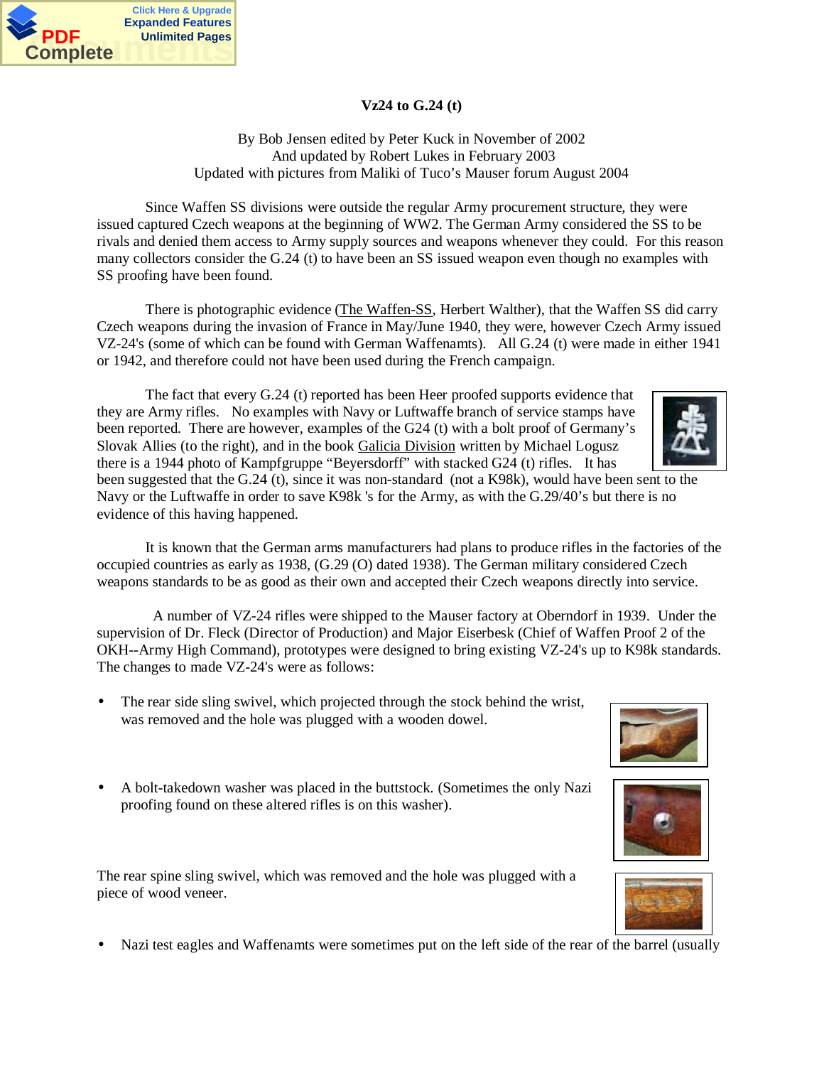# Vz24 to G.24 (t)

By Bob Jensen edited by Peter Kuck in November of 2002
And updated by Robert Lukes in February 2003
Updated with pictures from Maliki of Tuco's Mauser forum August 2004

Since Waffen SS divisions were outside the regular Army procurement structure, they were issued captured Czech weapons at the beginning of WW2. The German Army considered the SS to be rivals and denied them access to Army supply sources and weapons whenever they could. For this reason many collectors consider the G.24 (t) to have been an SS issued weapon even though no examples with SS proofing have been found.

There is photographic evidence (The Waffen-SS, Herbert Walther), that the Waffen SS did carry Czech weapons during the invasion of France in May/June 1940, they were, however Czech Army issued VZ-24's (some of which can be found with German Waffenamts). All G.24 (t) were made in either 1941 or 1942, and therefore could not have been used during the French campaign.

The fact that every G.24 (t) reported has been Heer proofed supports evidence that they are Army rifles. No examples with Navy or Luftwaffe branch of service stamps have been reported. There are however, examples of the G24 (t) with a bolt proof of Germany's Slovak Allies (to the right), and in the book Galicia Division written by Michael Logusz there is a 1944 photo of Kampfgruppe "Beyersdorff" with stacked G24 (t) rifles. It has been suggested that the G.24 (t), since it was non-standard (not a K98k), would have been sent to the Navy or the Luftwaffe in order to save K98k 's for the Army, as with the G.29/40's but there is no evidence of this having happened.

It is known that the German arms manufacturers had plans to produce rifles in the factories of the occupied countries as early as 1938, (G.29 (O) dated 1938). The German military considered Czech weapons standards to be as good as their own and accepted their Czech weapons directly into service.

A number of VZ-24 rifles were shipped to the Mauser factory at Oberndorf in 1939. Under the supervision of Dr. Fleck (Director of Production) and Major Eiserbesk (Chief of Waffen Proof 2 of the OKH--Army High Command), prototypes were designed to bring existing VZ-24's up to K98k standards. The changes to made VZ-24's were as follows:

- The rear side sling swivel, which projected through the stock behind the wrist, was removed and the hole was plugged with a wooden dowel.
- A bolt-takedown washer was placed in the buttstock. (Sometimes the only Nazi proofing found on these altered rifles is on this washer).

The rear spine sling swivel, which was removed and the hole was plugged with a piece of wood veneer.

- Nazi test eagles and Waffenamts were sometimes put on the left side of the rear of the barrel (usually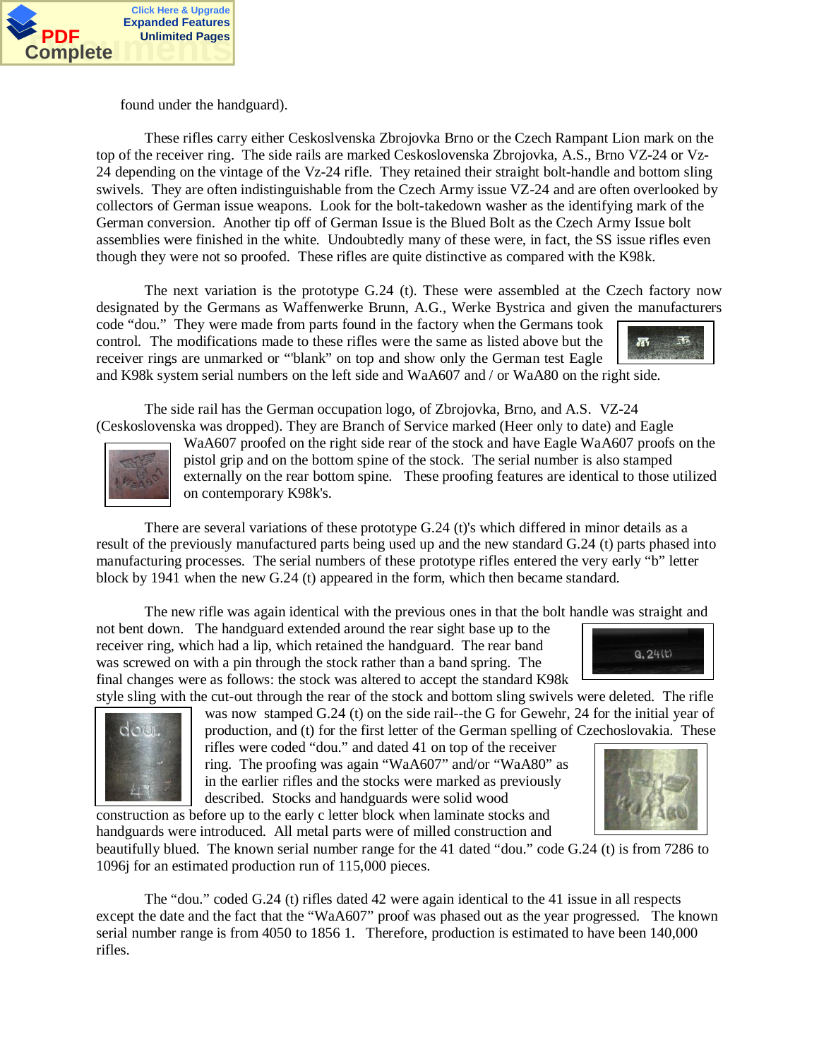found under the handguard).

These rifles carry either Ceskoslvenska Zbrojovka Brno or the Czech Rampant Lion mark on the top of the receiver ring. The side rails are marked Ceskoslovenska Zbrojovka, A.S., Brno VZ-24 or Vz-24 depending on the vintage of the Vz-24 rifle. They retained their straight bolt-handle and bottom sling swivels. They are often indistinguishable from the Czech Army issue VZ-24 and are often overlooked by collectors of German issue weapons. Look for the bolt-takedown washer as the identifying mark of the German conversion. Another tip off of German Issue is the Blued Bolt as the Czech Army Issue bolt assemblies were finished in the white. Undoubtedly many of these were, in fact, the SS issue rifles even though they were not so proofed. These rifles are quite distinctive as compared with the K98k.

The next variation is the prototype G.24 (t). These were assembled at the Czech factory now designated by the Germans as Waffenwerke Brunn, A.G., Werke Bystrica and given the manufacturers code "dou." They were made from parts found in the factory when the Germans took control. The modifications made to these rifles were the same as listed above but the receiver rings are unmarked or "'blank" on top and show only the German test Eagle and K98k system serial numbers on the left side and WaA607 and / or WaA80 on the right side.

The side rail has the German occupation logo, of Zbrojovka, Brno, and A.S. VZ-24 (Ceskoslovenska was dropped). They are Branch of Service marked (Heer only to date) and Eagle WaA607 proofed on the right side rear of the stock and have Eagle WaA607 proofs on the pistol grip and on the bottom spine of the stock. The serial number is also stamped externally on the rear bottom spine. These proofing features are identical to those utilized on contemporary K98k's.

There are several variations of these prototype G.24 (t)'s which differed in minor details as a result of the previously manufactured parts being used up and the new standard G.24 (t) parts phased into manufacturing processes. The serial numbers of these prototype rifles entered the very early "b" letter block by 1941 when the new G.24 (t) appeared in the form, which then became standard.

The new rifle was again identical with the previous ones in that the bolt handle was straight and not bent down. The handguard extended around the rear sight base up to the receiver ring, which had a lip, which retained the handguard. The rear band was screwed on with a pin through the stock rather than a band spring. The final changes were as follows: the stock was altered to accept the standard K98k style sling with the cut-out through the rear of the stock and bottom sling swivels were deleted. The rifle was now stamped G.24 (t) on the side rail--the G for Gewehr, 24 for the initial year of production, and (t) for the first letter of the German spelling of Czechoslovakia. These rifles were coded "dou." and dated 41 on top of the receiver ring. The proofing was again "WaA607" and/or "WaA80" as in the earlier rifles and the stocks were marked as previously described. Stocks and handguards were solid wood construction as before up to the early c letter block when laminate stocks and handguards were introduced. All metal parts were of milled construction and beautifully blued. The known serial number range for the 41 dated "dou." code G.24 (t) is from 7286 to 1096j for an estimated production run of 115,000 pieces.

The "dou." coded G.24 (t) rifles dated 42 were again identical to the 41 issue in all respects except the date and the fact that the "WaA607" proof was phased out as the year progressed. The known serial number range is from 4050 to 1856 1. Therefore, production is estimated to have been 140,000 rifles.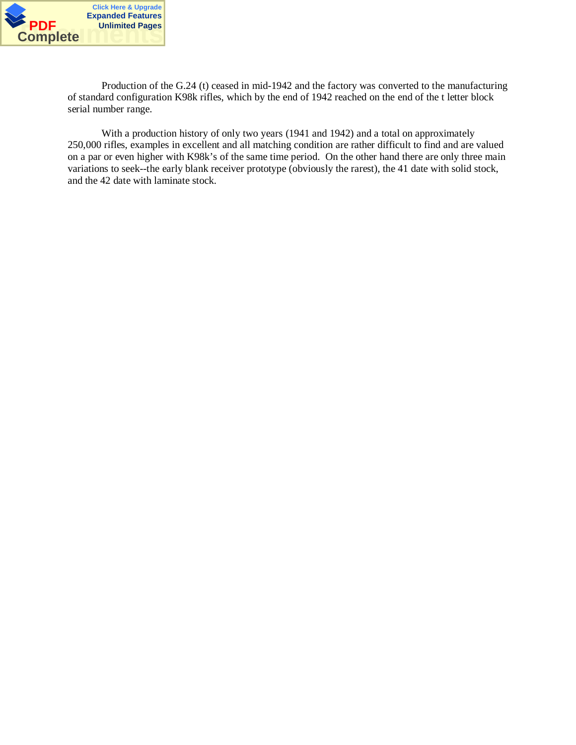Production of the G.24 (t) ceased in mid-1942 and the factory was converted to the manufacturing of standard configuration K98k rifles, which by the end of 1942 reached on the end of the t letter block serial number range.

With a production history of only two years (1941 and 1942) and a total on approximately 250,000 rifles, examples in excellent and all matching condition are rather difficult to find and are valued on a par or even higher with K98k's of the same time period.  On the other hand there are only three main variations to seek--the early blank receiver prototype (obviously the rarest), the 41 date with solid stock, and the 42 date with laminate stock.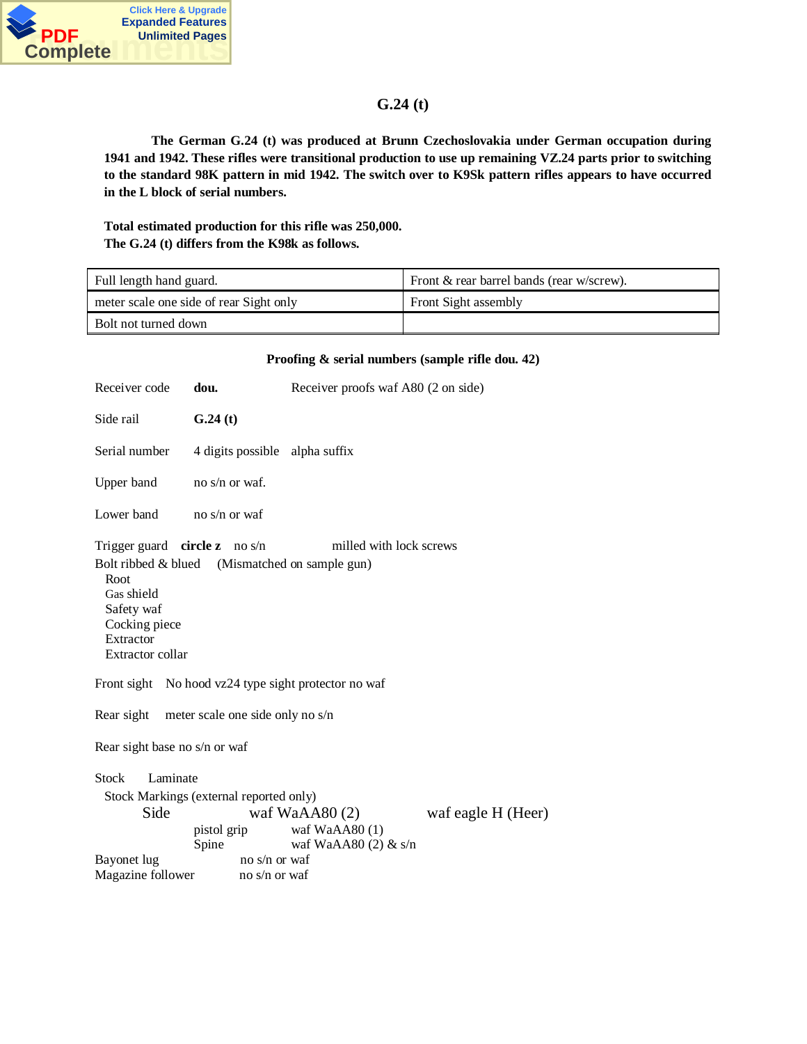# G.24 (t)

**The German G.24 (t) was produced at Brunn Czechoslovakia under German occupation during 1941 and 1942. These rifles were transitional production to use up remaining VZ.24 parts prior to switching to the standard 98K pattern in mid 1942. The switch over to K9Sk pattern rifles appears to have occurred in the L block of serial numbers.**

**Total estimated production for this rifle was 250,000.**
**The G.24 (t) differs from the K98k as follows.**

| Full length hand guard. | Front & rear barrel bands (rear w/screw). |
|---|---|
| meter scale one side of rear Sight only | Front Sight assembly |
| Bolt not turned down | |

**Proofing & serial numbers (sample rifle dou. 42)**

Receiver code **dou.** Receiver proofs waf A80 (2 on side)

Side rail **G.24 (t)**

Serial number 4 digits possible alpha suffix

Upper band no s/n or waf.

Lower band no s/n or waf

Trigger guard **circle z** no s/n milled with lock screws

Bolt ribbed & blued (Mismatched on sample gun)
- Root
- Gas shield
- Safety waf
- Cocking piece
- Extractor
- Extractor collar

Front sight No hood vz24 type sight protector no waf

Rear sight meter scale one side only no s/n

Rear sight base no s/n or waf

Stock Laminate

Stock Markings (external reported only)
- Side waf WaAA80 (2) waf eagle H (Heer)
- pistol grip waf WaAA80 (1)
- Spine waf WaAA80 (2) & s/n

Bayonet lug no s/n or waf

Magazine follower no s/n or waf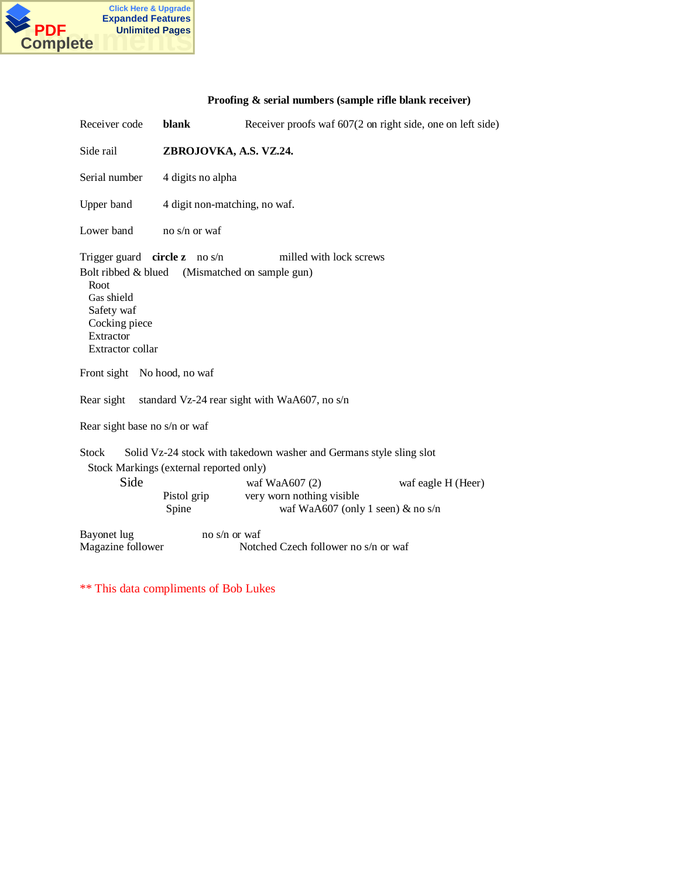**Proofing & serial numbers (sample rifle blank receiver)**

Receiver code **blank** Receiver proofs waf 607(2 on right side, one on left side)

Side rail **ZBROJOVKA, A.S. VZ.24.**

Serial number 4 digits no alpha

Upper band 4 digit non-matching, no waf.

Lower band no s/n or waf

Trigger guard **circle z** no s/n milled with lock screws

Bolt ribbed & blued (Mismatched on sample gun)

- Root
- Gas shield
- Safety waf
- Cocking piece
- Extractor
- Extractor collar

Front sight No hood, no waf

Rear sight standard Vz-24 rear sight with WaA607, no s/n

Rear sight base no s/n or waf

Stock Solid Vz-24 stock with takedown washer and Germans style sling slot

Stock Markings (external reported only)

- Side waf WaA607 (2) waf eagle H (Heer)
- Pistol grip very worn nothing visible
- Spine waf WaA607 (only 1 seen) & no s/n

Bayonet lug no s/n or waf

Magazine follower Notched Czech follower no s/n or waf

** This data compliments of Bob Lukes